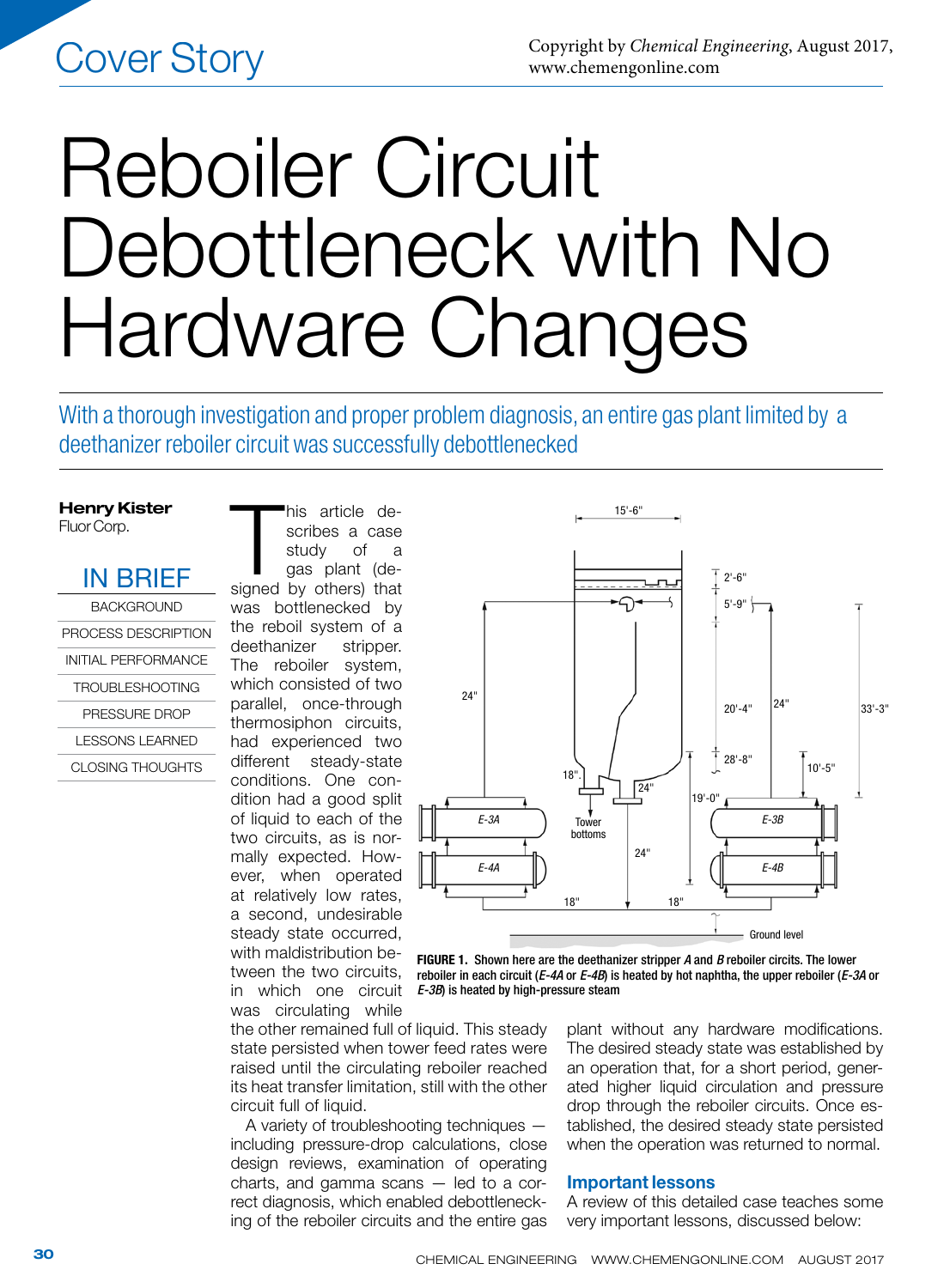Cover Story

# Reboiler Circuit Debottleneck with No Hardware Changes

With a thorough investigation and proper problem diagnosis, an entire gas plant limited by a deethanizer reboiler circuit was successfully debottlenecked

**Henry Kister**
Fluor Corp.

## IN BRIEF

- BACKGROUND
- PROCESS DESCRIPTION
- INITIAL PERFORMANCE
- TROUBLESHOOTING
- PRESSURE DROP
- LESSONS LEARNED
- CLOSING THOUGHTS

This article describes a case study of a gas plant (designed by others) that was bottlenecked by the reboil system of a deethanizer stripper. The reboiler system, which consisted of two parallel, once-through thermosiphon circuits, had experienced two different steady-state conditions. One condition had a good split of liquid to each of the two circuits, as is normally expected. However, when operated at relatively low rates, a second, undesirable steady state occurred, with maldistribution between the two circuits, in which one circuit was circulating while the other remained full of liquid. This steady state persisted when tower feed rates were raised until the circulating reboiler reached its heat transfer limitation, still with the other circuit full of liquid.

A variety of troubleshooting techniques — including pressure-drop calculations, close design reviews, examination of operating charts, and gamma scans — led to a correct diagnosis, which enabled debottlenecking of the reboiler circuits and the entire gas plant without any hardware modifications. The desired steady state was established by an operation that, for a short period, generated higher liquid circulation and pressure drop through the reboiler circuits. Once established, the desired steady state persisted when the operation was returned to normal.

**FIGURE 1.** Shown here are the deethanizer stripper *A* and *B* reboiler circits. The lower reboiler in each circuit (*E-4A* or *E-4B*) is heated by hot naphtha, the upper reboiler (*E-3A* or *E-3B*) is heated by high-pressure steam

### Important lessons

A review of this detailed case teaches some very important lessons, discussed below: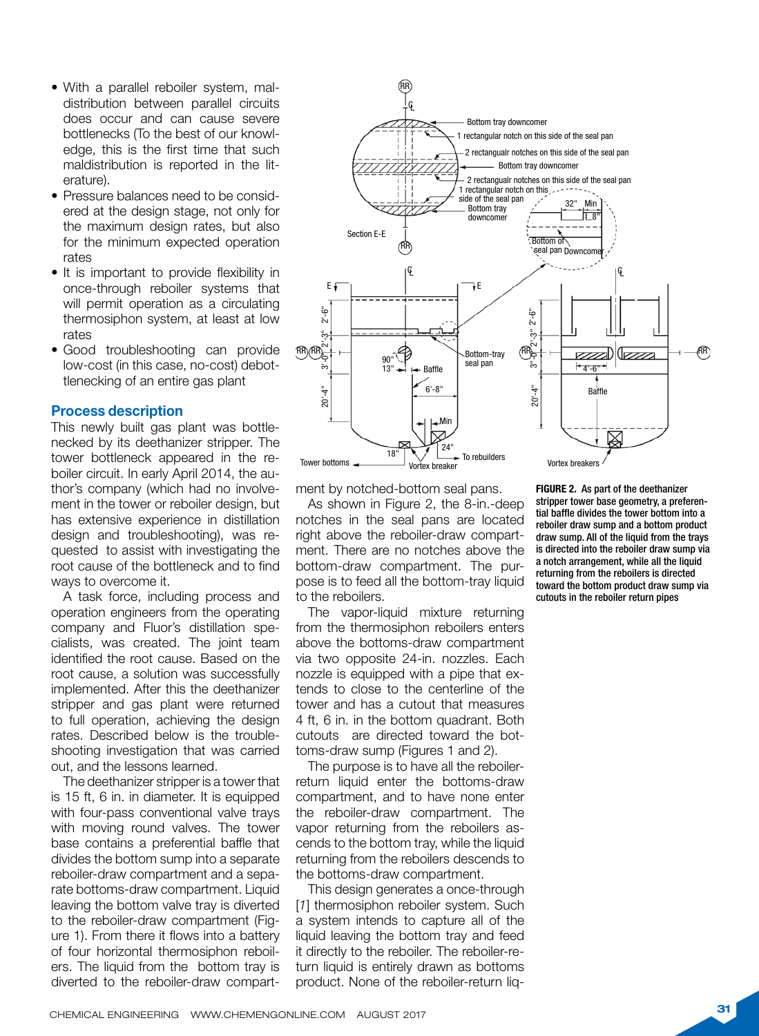- With a parallel reboiler system, maldistribution between parallel circuits does occur and can cause severe bottlenecks (To the best of our knowledge, this is the first time that such maldistribution is reported in the literature).
- Pressure balances need to be considered at the design stage, not only for the maximum design rates, but also for the minimum expected operation rates
- It is important to provide flexibility in once-through reboiler systems that will permit operation as a circulating thermosiphon system, at least at low rates
- Good troubleshooting can provide low-cost (in this case, no-cost) debottlenecking of an entire gas plant

## Process description

This newly built gas plant was bottlenecked by its deethanizer stripper. The tower bottleneck appeared in the reboiler circuit. In early April 2014, the author's company (which had no involvement in the tower or reboiler design, but has extensive experience in distillation design and troubleshooting), was requested to assist with investigating the root cause of the bottleneck and to find ways to overcome it.

A task force, including process and operation engineers from the operating company and Fluor's distillation specialists, was created. The joint team identified the root cause. Based on the root cause, a solution was successfully implemented. After this the deethanizer stripper and gas plant were returned to full operation, achieving the design rates. Described below is the troubleshooting investigation that was carried out, and the lessons learned.

The deethanizer stripper is a tower that is 15 ft, 6 in. in diameter. It is equipped with four-pass conventional valve trays with moving round valves. The tower base contains a preferential baffle that divides the bottom sump into a separate reboiler-draw compartment and a separate bottoms-draw compartment. Liquid leaving the bottom valve tray is diverted to the reboiler-draw compartment (Figure 1). From there it flows into a battery of four horizontal thermosiphon reboilers. The liquid from the bottom tray is diverted to the reboiler-draw compartment by notched-bottom seal pans.

As shown in Figure 2, the 8-in.-deep notches in the seal pans are located right above the reboiler-draw compartment. There are no notches above the bottom-draw compartment. The purpose is to feed all the bottom-tray liquid to the reboilers.

The vapor-liquid mixture returning from the thermosiphon reboilers enters above the bottoms-draw compartment via two opposite 24-in. nozzles. Each nozzle is equipped with a pipe that extends to close to the centerline of the tower and has a cutout that measures 4 ft, 6 in. in the bottom quadrant. Both cutouts are directed toward the bottoms-draw sump (Figures 1 and 2).

The purpose is to have all the reboiler-return liquid enter the bottoms-draw compartment, and to have none enter the reboiler-draw compartment. The vapor returning from the reboilers ascends to the bottom tray, while the liquid returning from the reboilers descends to the bottoms-draw compartment.

This design generates a once-through [1] thermosiphon reboiler system. Such a system intends to capture all of the liquid leaving the bottom tray and feed it directly to the reboiler. The reboiler-return liquid is entirely drawn as bottoms product. None of the reboiler-return liq-

**FIGURE 2.** As part of the deethanizer stripper tower base geometry, a preferential baffle divides the tower bottom into a reboiler draw sump and a bottom product draw sump. All of the liquid from the trays is directed into the reboiler draw sump via a notch arrangement, while all the liquid returning from the reboilers is directed toward the bottom product draw sump via cutouts in the reboiler return pipes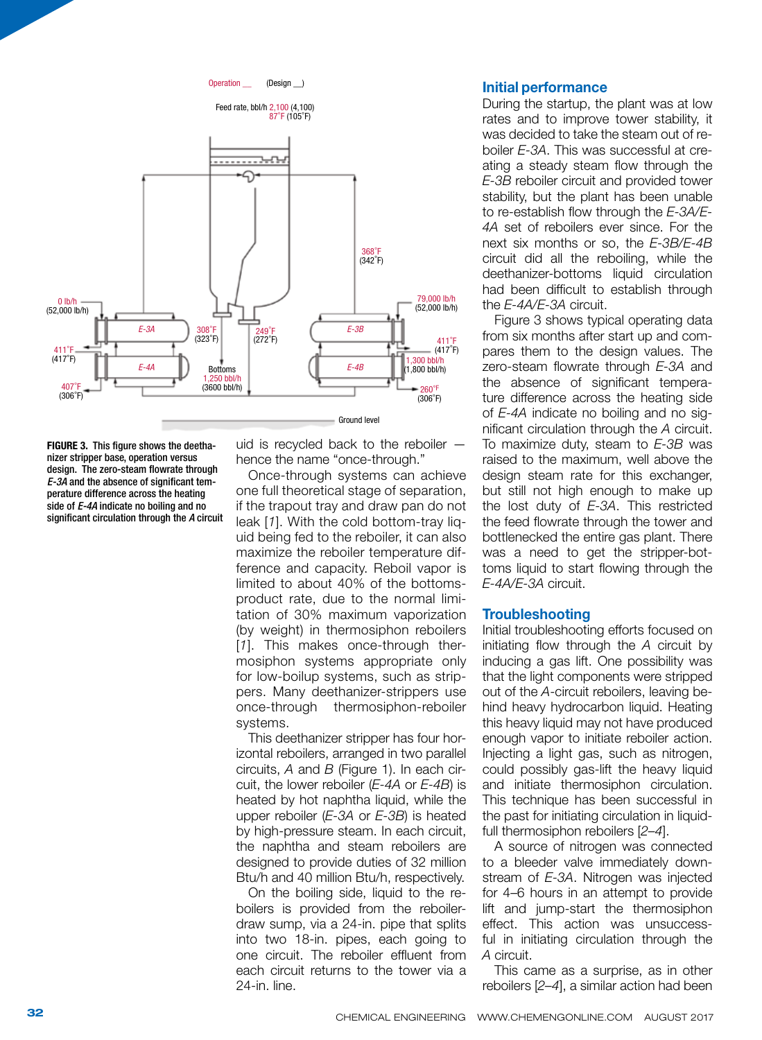FIGURE 3. This figure shows the deethanizer stripper base, operation versus design. The zero-steam flowrate through *E-3A* and the absence of significant temperature difference across the heating side of *E-4A* indicate no boiling and no significant circulation through the *A* circuit

uid is recycled back to the reboiler — hence the name "once-through."

Once-through systems can achieve one full theoretical stage of separation, if the trapout tray and draw pan do not leak [1]. With the cold bottom-tray liquid being fed to the reboiler, it can also maximize the reboiler temperature difference and capacity. Reboil vapor is limited to about 40% of the bottoms-product rate, due to the normal limitation of 30% maximum vaporization (by weight) in thermosiphon reboilers [1]. This makes once-through thermosiphon systems appropriate only for low-boilup systems, such as strippers. Many deethanizer-strippers use once-through thermosiphon-reboiler systems.

This deethanizer stripper has four horizontal reboilers, arranged in two parallel circuits, *A* and *B* (Figure 1). In each circuit, the lower reboiler (*E-4A* or *E-4B*) is heated by hot naphtha liquid, while the upper reboiler (*E-3A* or *E-3B*) is heated by high-pressure steam. In each circuit, the naphtha and steam reboilers are designed to provide duties of 32 million Btu/h and 40 million Btu/h, respectively.

On the boiling side, liquid to the reboilers is provided from the reboiler-draw sump, via a 24-in. pipe that splits into two 18-in. pipes, each going to one circuit. The reboiler effluent from each circuit returns to the tower via a 24-in. line.

## Initial performance

During the startup, the plant was at low rates and to improve tower stability, it was decided to take the steam out of reboiler *E-3A*. This was successful at creating a steady steam flow through the *E-3B* reboiler circuit and provided tower stability, but the plant has been unable to re-establish flow through the *E-3A/E-4A* set of reboilers ever since. For the next six months or so, the *E-3B/E-4B* circuit did all the reboiling, while the deethanizer-bottoms liquid circulation had been difficult to establish through the *E-4A/E-3A* circuit.

Figure 3 shows typical operating data from six months after start up and compares them to the design values. The zero-steam flowrate through *E-3A* and the absence of significant temperature difference across the heating side of *E-4A* indicate no boiling and no significant circulation through the *A* circuit. To maximize duty, steam to *E-3B* was raised to the maximum, well above the design steam rate for this exchanger, but still not high enough to make up the lost duty of *E-3A*. This restricted the feed flowrate through the tower and bottlenecked the entire gas plant. There was a need to get the stripper-bottoms liquid to start flowing through the *E-4A/E-3A* circuit.

## Troubleshooting

Initial troubleshooting efforts focused on initiating flow through the *A* circuit by inducing a gas lift. One possibility was that the light components were stripped out of the *A*-circuit reboilers, leaving behind heavy hydrocarbon liquid. Heating this heavy liquid may not have produced enough vapor to initiate reboiler action. Injecting a light gas, such as nitrogen, could possibly gas-lift the heavy liquid and initiate thermosiphon circulation. This technique has been successful in the past for initiating circulation in liquid-full thermosiphon reboilers [2–4].

A source of nitrogen was connected to a bleeder valve immediately downstream of *E-3A*. Nitrogen was injected for 4–6 hours in an attempt to provide lift and jump-start the thermosiphon effect. This action was unsuccessful in initiating circulation through the *A* circuit.

This came as a surprise, as in other reboilers [2–4], a similar action had been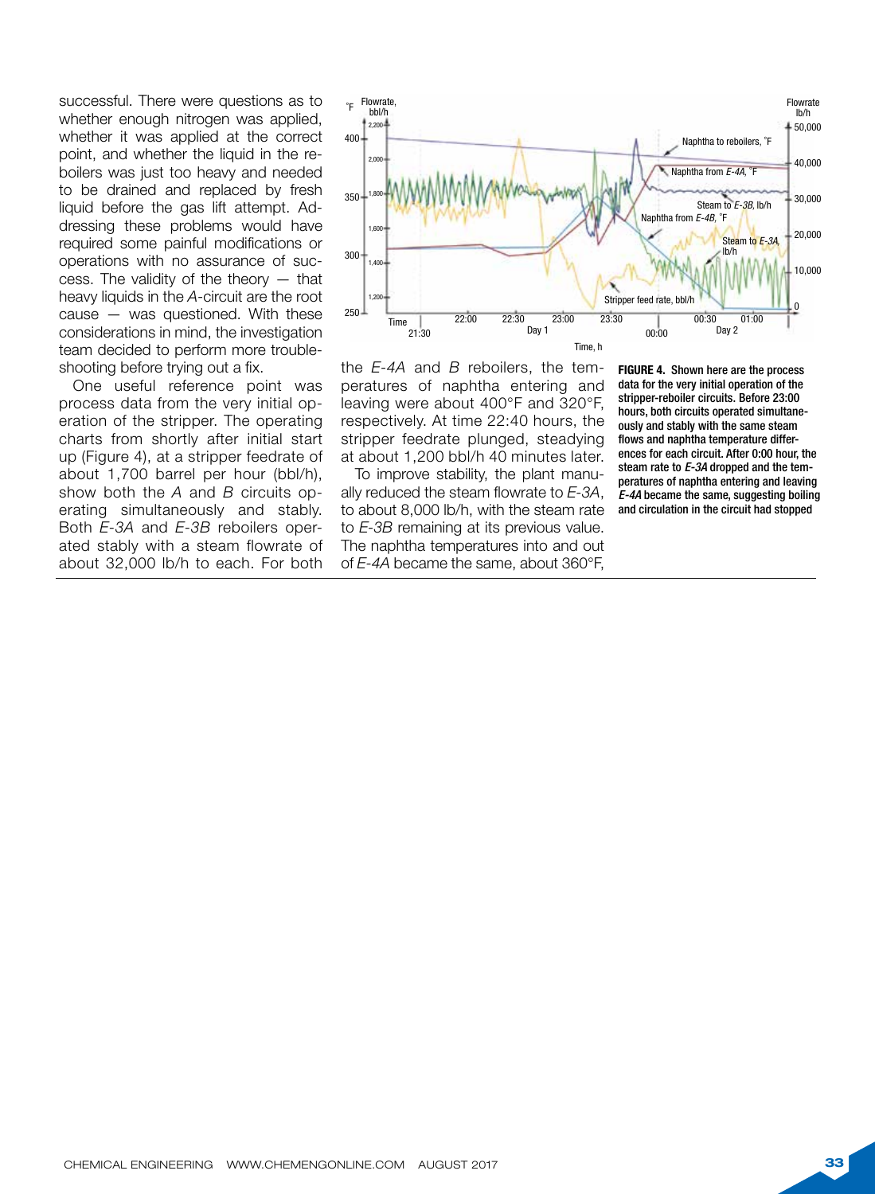successful. There were questions as to whether enough nitrogen was applied, whether it was applied at the correct point, and whether the liquid in the reboilers was just too heavy and needed to be drained and replaced by fresh liquid before the gas lift attempt. Addressing these problems would have required some painful modifications or operations with no assurance of success. The validity of the theory — that heavy liquids in the *A*-circuit are the root cause — was questioned. With these considerations in mind, the investigation team decided to perform more troubleshooting before trying out a fix.

One useful reference point was process data from the very initial operation of the stripper. The operating charts from shortly after initial start up (Figure 4), at a stripper feedrate of about 1,700 barrel per hour (bbl/h), show both the *A* and *B* circuits operating simultaneously and stably. Both *E-3A* and *E-3B* reboilers operated stably with a steam flowrate of about 32,000 lb/h to each. For both the *E-4A* and *B* reboilers, the temperatures of naphtha entering and leaving were about 400°F and 320°F, respectively. At time 22:40 hours, the stripper feedrate plunged, steadying at about 1,200 bbl/h 40 minutes later.

To improve stability, the plant manually reduced the steam flowrate to *E-3A*, to about 8,000 lb/h, with the steam rate to *E-3B* remaining at its previous value. The naphtha temperatures into and out of *E-4A* became the same, about 360°F,

**FIGURE 4. Shown here are the process data for the very initial operation of the stripper-reboiler circuits. Before 23:00 hours, both circuits operated simultaneously and stably with the same steam flows and naphtha temperature differences for each circuit. After 0:00 hour, the steam rate to *E-3A* dropped and the temperatures of naphtha entering and leaving *E-4A* became the same, suggesting boiling and circulation in the circuit had stopped**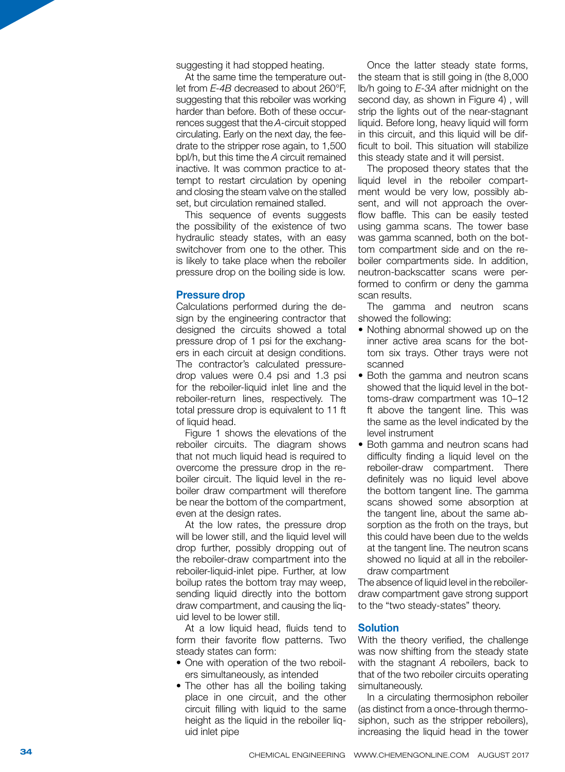suggesting it had stopped heating.

At the same time the temperature outlet from *E-4B* decreased to about 260°F, suggesting that this reboiler was working harder than before. Both of these occurrences suggest that the *A*-circuit stopped circulating. Early on the next day, the feedrate to the stripper rose again, to 1,500 bpl/h, but this time the *A* circuit remained inactive. It was common practice to attempt to restart circulation by opening and closing the steam valve on the stalled set, but circulation remained stalled.

This sequence of events suggests the possibility of the existence of two hydraulic steady states, with an easy switchover from one to the other. This is likely to take place when the reboiler pressure drop on the boiling side is low.

## Pressure drop

Calculations performed during the design by the engineering contractor that designed the circuits showed a total pressure drop of 1 psi for the exchangers in each circuit at design conditions. The contractor's calculated pressure-drop values were 0.4 psi and 1.3 psi for the reboiler-liquid inlet line and the reboiler-return lines, respectively. The total pressure drop is equivalent to 11 ft of liquid head.

Figure 1 shows the elevations of the reboiler circuits. The diagram shows that not much liquid head is required to overcome the pressure drop in the reboiler circuit. The liquid level in the reboiler draw compartment will therefore be near the bottom of the compartment, even at the design rates.

At the low rates, the pressure drop will be lower still, and the liquid level will drop further, possibly dropping out of the reboiler-draw compartment into the reboiler-liquid-inlet pipe. Further, at low boilup rates the bottom tray may weep, sending liquid directly into the bottom draw compartment, and causing the liquid level to be lower still.

At a low liquid head, fluids tend to form their favorite flow patterns. Two steady states can form:

- One with operation of the two reboilers simultaneously, as intended
- The other has all the boiling taking place in one circuit, and the other circuit filling with liquid to the same height as the liquid in the reboiler liquid inlet pipe

Once the latter steady state forms, the steam that is still going in (the 8,000 lb/h going to *E-3A* after midnight on the second day, as shown in Figure 4) , will strip the lights out of the near-stagnant liquid. Before long, heavy liquid will form in this circuit, and this liquid will be difficult to boil. This situation will stabilize this steady state and it will persist.

The proposed theory states that the liquid level in the reboiler compartment would be very low, possibly absent, and will not approach the overflow baffle. This can be easily tested using gamma scans. The tower base was gamma scanned, both on the bottom compartment side and on the reboiler compartments side. In addition, neutron-backscatter scans were performed to confirm or deny the gamma scan results.

The gamma and neutron scans showed the following:

- Nothing abnormal showed up on the inner active area scans for the bottom six trays. Other trays were not scanned
- Both the gamma and neutron scans showed that the liquid level in the bottoms-draw compartment was 10–12 ft above the tangent line. This was the same as the level indicated by the level instrument
- Both gamma and neutron scans had difficulty finding a liquid level on the reboiler-draw compartment. There definitely was no liquid level above the bottom tangent line. The gamma scans showed some absorption at the tangent line, about the same absorption as the froth on the trays, but this could have been due to the welds at the tangent line. The neutron scans showed no liquid at all in the reboiler-draw compartment

The absence of liquid level in the reboiler-draw compartment gave strong support to the "two steady-states" theory.

## Solution

With the theory verified, the challenge was now shifting from the steady state with the stagnant *A* reboilers, back to that of the two reboiler circuits operating simultaneously.

In a circulating thermosiphon reboiler (as distinct from a once-through thermosiphon, such as the stripper reboilers), increasing the liquid head in the tower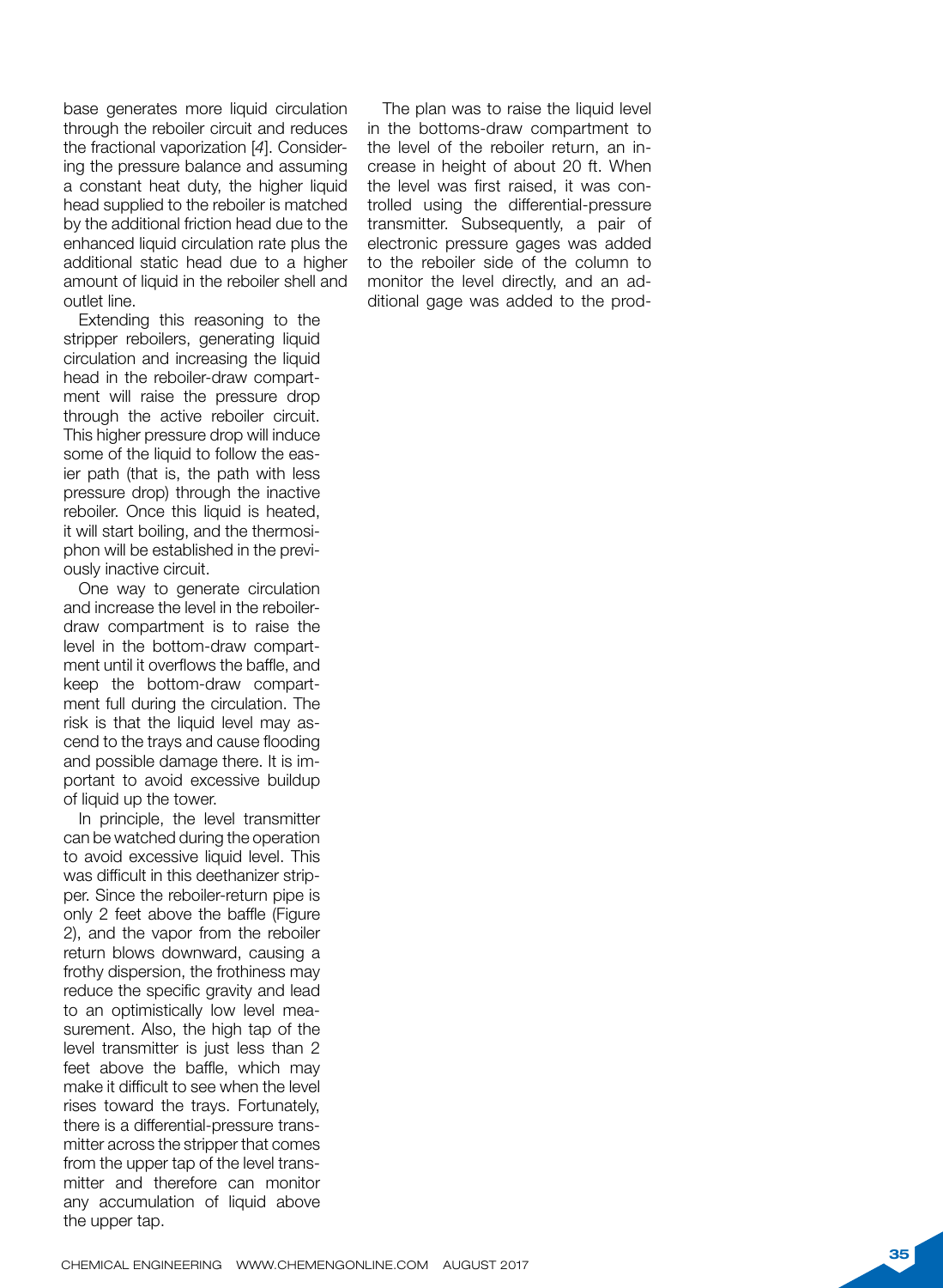base generates more liquid circulation through the reboiler circuit and reduces the fractional vaporization [*4*]. Considering the pressure balance and assuming a constant heat duty, the higher liquid head supplied to the reboiler is matched by the additional friction head due to the enhanced liquid circulation rate plus the additional static head due to a higher amount of liquid in the reboiler shell and outlet line.

Extending this reasoning to the stripper reboilers, generating liquid circulation and increasing the liquid head in the reboiler-draw compartment will raise the pressure drop through the active reboiler circuit. This higher pressure drop will induce some of the liquid to follow the easier path (that is, the path with less pressure drop) through the inactive reboiler. Once this liquid is heated, it will start boiling, and the thermosiphon will be established in the previously inactive circuit.

One way to generate circulation and increase the level in the reboiler-draw compartment is to raise the level in the bottom-draw compartment until it overflows the baffle, and keep the bottom-draw compartment full during the circulation. The risk is that the liquid level may ascend to the trays and cause flooding and possible damage there. It is important to avoid excessive buildup of liquid up the tower.

In principle, the level transmitter can be watched during the operation to avoid excessive liquid level. This was difficult in this deethanizer stripper. Since the reboiler-return pipe is only 2 feet above the baffle (Figure 2), and the vapor from the reboiler return blows downward, causing a frothy dispersion, the frothiness may reduce the specific gravity and lead to an optimistically low level measurement. Also, the high tap of the level transmitter is just less than 2 feet above the baffle, which may make it difficult to see when the level rises toward the trays. Fortunately, there is a differential-pressure transmitter across the stripper that comes from the upper tap of the level transmitter and therefore can monitor any accumulation of liquid above the upper tap.

The plan was to raise the liquid level in the bottoms-draw compartment to the level of the reboiler return, an increase in height of about 20 ft. When the level was first raised, it was controlled using the differential-pressure transmitter. Subsequently, a pair of electronic pressure gages was added to the reboiler side of the column to monitor the level directly, and an additional gage was added to the prod-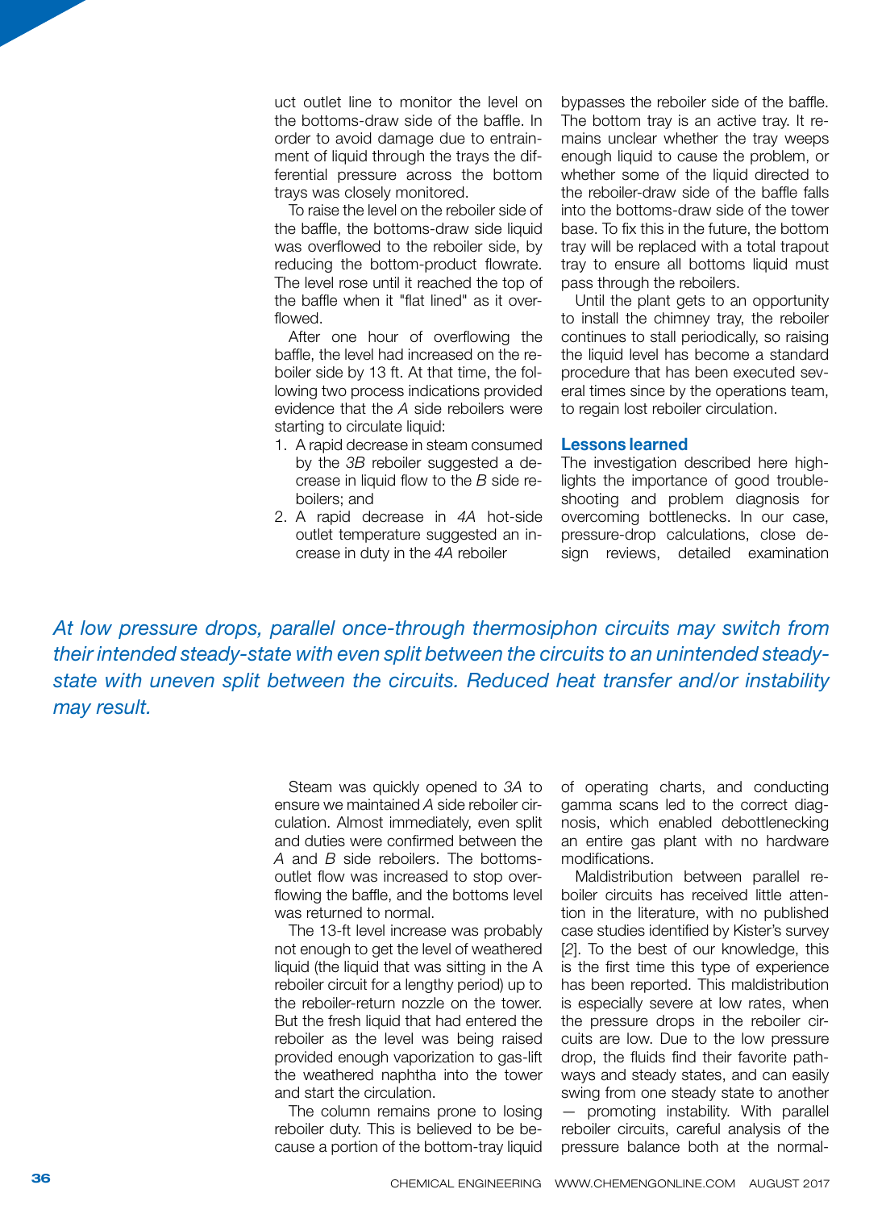uct outlet line to monitor the level on the bottoms-draw side of the baffle. In order to avoid damage due to entrainment of liquid through the trays the differential pressure across the bottom trays was closely monitored.

To raise the level on the reboiler side of the baffle, the bottoms-draw side liquid was overflowed to the reboiler side, by reducing the bottom-product flowrate. The level rose until it reached the top of the baffle when it "flat lined" as it overflowed.

After one hour of overflowing the baffle, the level had increased on the reboiler side by 13 ft. At that time, the following two process indications provided evidence that the *A* side reboilers were starting to circulate liquid:

1. A rapid decrease in steam consumed by the *3B* reboiler suggested a decrease in liquid flow to the *B* side reboilers; and
2. A rapid decrease in *4A* hot-side outlet temperature suggested an increase in duty in the *4A* reboiler

*At low pressure drops, parallel once-through thermosiphon circuits may switch from their intended steady-state with even split between the circuits to an unintended steady-state with uneven split between the circuits. Reduced heat transfer and/or instability may result.*

Steam was quickly opened to *3A* to ensure we maintained *A* side reboiler circulation. Almost immediately, even split and duties were confirmed between the *A* and *B* side reboilers. The bottoms-outlet flow was increased to stop overflowing the baffle, and the bottoms level was returned to normal.

The 13-ft level increase was probably not enough to get the level of weathered liquid (the liquid that was sitting in the A reboiler circuit for a lengthy period) up to the reboiler-return nozzle on the tower. But the fresh liquid that had entered the reboiler as the level was being raised provided enough vaporization to gas-lift the weathered naphtha into the tower and start the circulation.

The column remains prone to losing reboiler duty. This is believed to be because a portion of the bottom-tray liquid bypasses the reboiler side of the baffle. The bottom tray is an active tray. It remains unclear whether the tray weeps enough liquid to cause the problem, or whether some of the liquid directed to the reboiler-draw side of the baffle falls into the bottoms-draw side of the tower base. To fix this in the future, the bottom tray will be replaced with a total trapout tray to ensure all bottoms liquid must pass through the reboilers.

Until the plant gets to an opportunity to install the chimney tray, the reboiler continues to stall periodically, so raising the liquid level has become a standard procedure that has been executed several times since by the operations team, to regain lost reboiler circulation.

## Lessons learned

The investigation described here highlights the importance of good troubleshooting and problem diagnosis for overcoming bottlenecks. In our case, pressure-drop calculations, close design reviews, detailed examination of operating charts, and conducting gamma scans led to the correct diagnosis, which enabled debottlenecking an entire gas plant with no hardware modifications.

Maldistribution between parallel reboiler circuits has received little attention in the literature, with no published case studies identified by Kister's survey [*2*]. To the best of our knowledge, this is the first time this type of experience has been reported. This maldistribution is especially severe at low rates, when the pressure drops in the reboiler circuits are low. Due to the low pressure drop, the fluids find their favorite pathways and steady states, and can easily swing from one steady state to another — promoting instability. With parallel reboiler circuits, careful analysis of the pressure balance both at the normal-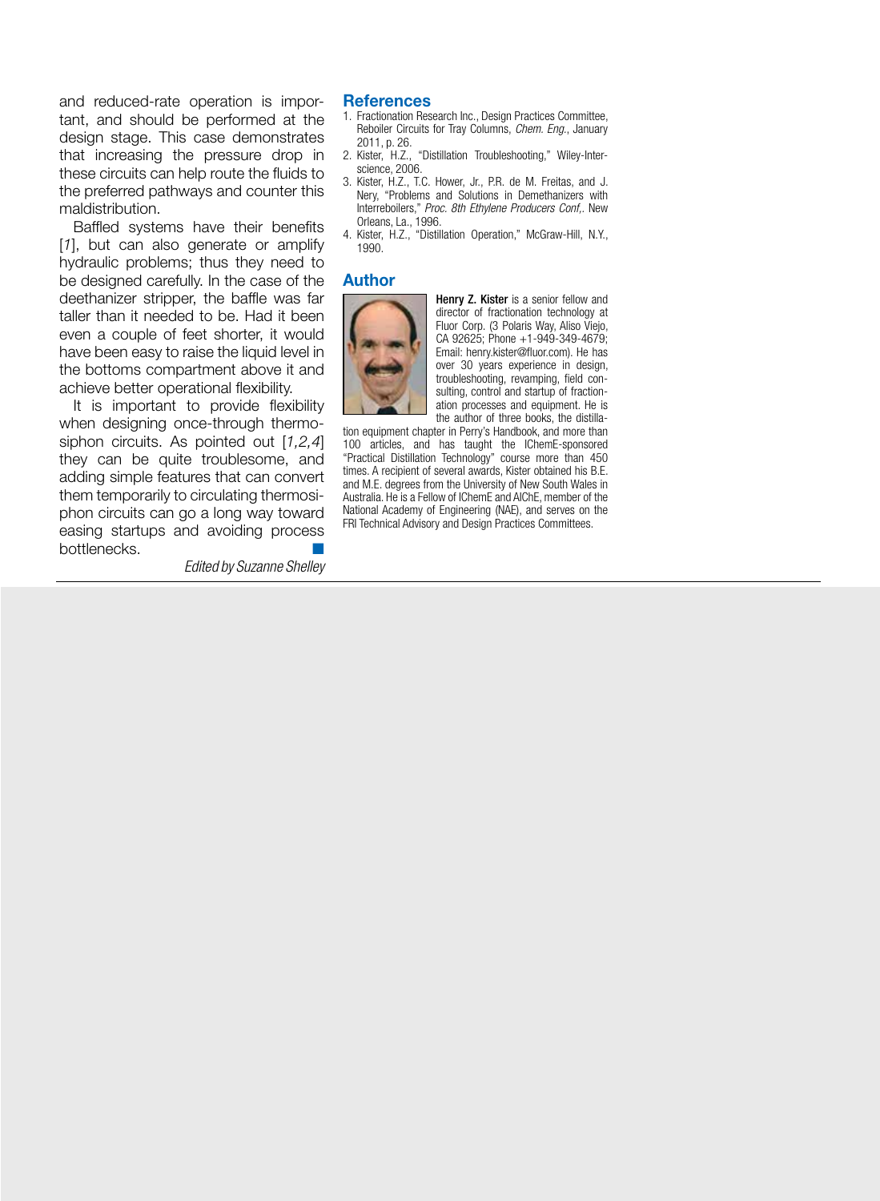and reduced-rate operation is important, and should be performed at the design stage. This case demonstrates that increasing the pressure drop in these circuits can help route the fluids to the preferred pathways and counter this maldistribution.

Baffled systems have their benefits [*1*], but can also generate or amplify hydraulic problems; thus they need to be designed carefully. In the case of the deethanizer stripper, the baffle was far taller than it needed to be. Had it been even a couple of feet shorter, it would have been easy to raise the liquid level in the bottoms compartment above it and achieve better operational flexibility.

It is important to provide flexibility when designing once-through thermosiphon circuits. As pointed out [*1,2,4*] they can be quite troublesome, and adding simple features that can convert them temporarily to circulating thermosiphon circuits can go a long way toward easing startups and avoiding process bottlenecks. ■

*Edited by Suzanne Shelley*

## References

1. Fractionation Research Inc., Design Practices Committee, Reboiler Circuits for Tray Columns, *Chem. Eng.*, January 2011, p. 26.
2. Kister, H.Z., "Distillation Troubleshooting," Wiley-Interscience, 2006.
3. Kister, H.Z., T.C. Hower, Jr., P.R. de M. Freitas, and J. Nery, "Problems and Solutions in Demethanizers with Interreboilers," *Proc. 8th Ethylene Producers Conf.*, New Orleans, La., 1996.
4. Kister, H.Z., "Distillation Operation," McGraw-Hill, N.Y., 1990.

## Author

**Henry Z. Kister** is a senior fellow and director of fractionation technology at Fluor Corp. (3 Polaris Way, Aliso Viejo, CA 92625; Phone +1-949-349-4679; Email: henry.kister@fluor.com). He has over 30 years experience in design, troubleshooting, revamping, field consulting, control and startup of fractionation processes and equipment. He is the author of three books, the distillation equipment chapter in Perry's Handbook, and more than 100 articles, and has taught the IChemE-sponsored "Practical Distillation Technology" course more than 450 times. A recipient of several awards, Kister obtained his B.E. and M.E. degrees from the University of New South Wales in Australia. He is a Fellow of IChemE and AIChE, member of the National Academy of Engineering (NAE), and serves on the FRI Technical Advisory and Design Practices Committees.